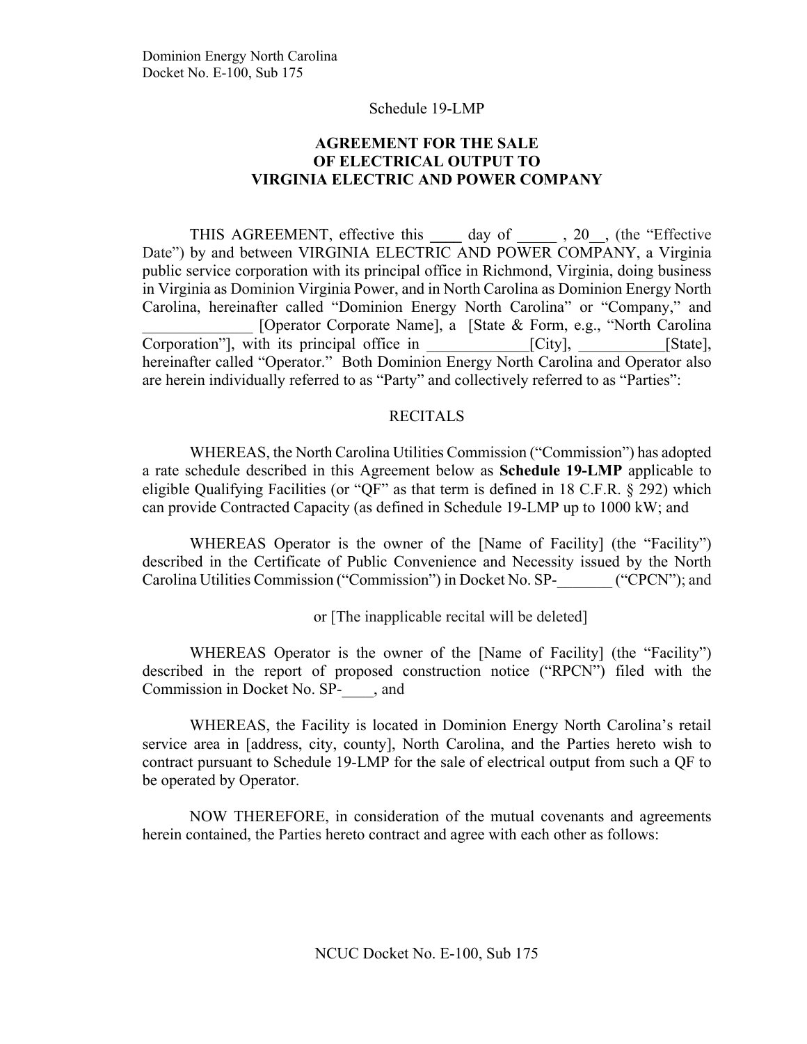Dominion Energy North Carolina
Docket No. E-100, Sub 175

Schedule 19-LMP

**AGREEMENT FOR THE SALE**
**OF ELECTRICAL OUTPUT TO**
**VIRGINIA ELECTRIC AND POWER COMPANY**

THIS AGREEMENT, effective this ____ day of _____ , 20__, (the "Effective Date") by and between VIRGINIA ELECTRIC AND POWER COMPANY, a Virginia public service corporation with its principal office in Richmond, Virginia, doing business in Virginia as Dominion Virginia Power, and in North Carolina as Dominion Energy North Carolina, hereinafter called "Dominion Energy North Carolina" or "Company," and ______________ [Operator Corporate Name], a [State & Form, e.g., "North Carolina Corporation"], with its principal office in _____________[City], ___________[State], hereinafter called "Operator." Both Dominion Energy North Carolina and Operator also are herein individually referred to as "Party" and collectively referred to as "Parties":

RECITALS

WHEREAS, the North Carolina Utilities Commission ("Commission") has adopted a rate schedule described in this Agreement below as **Schedule 19-LMP** applicable to eligible Qualifying Facilities (or "QF" as that term is defined in 18 C.F.R. § 292) which can provide Contracted Capacity (as defined in Schedule 19-LMP up to 1000 kW; and

WHEREAS Operator is the owner of the [Name of Facility] (the "Facility") described in the Certificate of Public Convenience and Necessity issued by the North Carolina Utilities Commission ("Commission") in Docket No. SP-_______ ("CPCN"); and

or [The inapplicable recital will be deleted]

WHEREAS Operator is the owner of the [Name of Facility] (the "Facility") described in the report of proposed construction notice ("RPCN") filed with the Commission in Docket No. SP-____, and

WHEREAS, the Facility is located in Dominion Energy North Carolina's retail service area in [address, city, county], North Carolina, and the Parties hereto wish to contract pursuant to Schedule 19-LMP for the sale of electrical output from such a QF to be operated by Operator.

NOW THEREFORE, in consideration of the mutual covenants and agreements herein contained, the Parties hereto contract and agree with each other as follows: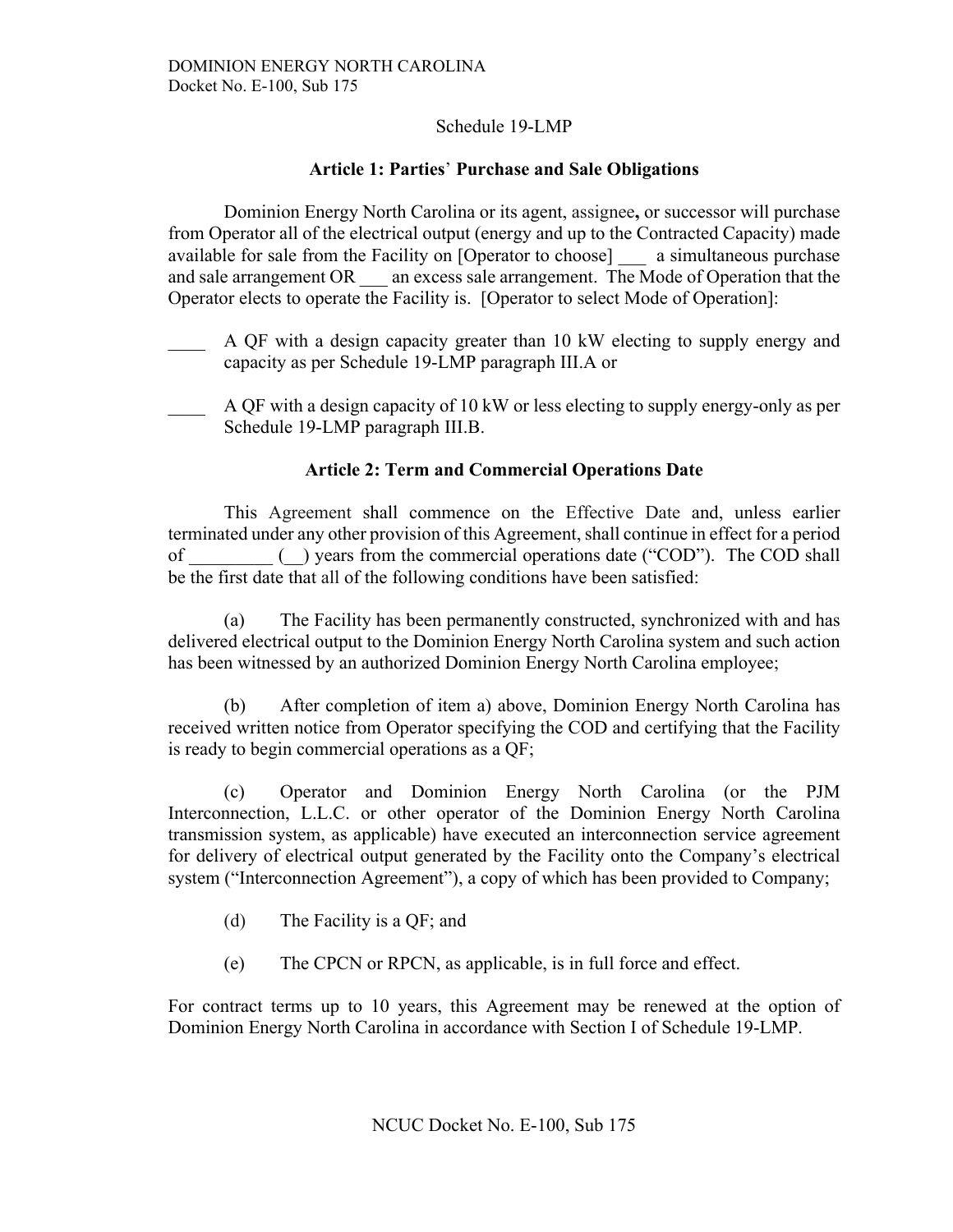Schedule 19-LMP

**Article 1: Parties' Purchase and Sale Obligations**

Dominion Energy North Carolina or its agent, assignee**,** or successor will purchase from Operator all of the electrical output (energy and up to the Contracted Capacity) made available for sale from the Facility on [Operator to choose] ___ a simultaneous purchase and sale arrangement OR ___ an excess sale arrangement. The Mode of Operation that the Operator elects to operate the Facility is. [Operator to select Mode of Operation]:

____ A QF with a design capacity greater than 10 kW electing to supply energy and capacity as per Schedule 19-LMP paragraph III.A or

____ A QF with a design capacity of 10 kW or less electing to supply energy-only as per Schedule 19-LMP paragraph III.B.

**Article 2: Term and Commercial Operations Date**

This Agreement shall commence on the Effective Date and, unless earlier terminated under any other provision of this Agreement, shall continue in effect for a period of _________ (__) years from the commercial operations date ("COD"). The COD shall be the first date that all of the following conditions have been satisfied:

(a) The Facility has been permanently constructed, synchronized with and has delivered electrical output to the Dominion Energy North Carolina system and such action has been witnessed by an authorized Dominion Energy North Carolina employee;

(b) After completion of item a) above, Dominion Energy North Carolina has received written notice from Operator specifying the COD and certifying that the Facility is ready to begin commercial operations as a QF;

(c) Operator and Dominion Energy North Carolina (or the PJM Interconnection, L.L.C. or other operator of the Dominion Energy North Carolina transmission system, as applicable) have executed an interconnection service agreement for delivery of electrical output generated by the Facility onto the Company's electrical system ("Interconnection Agreement"), a copy of which has been provided to Company;

(d) The Facility is a QF; and

(e) The CPCN or RPCN, as applicable, is in full force and effect.

For contract terms up to 10 years, this Agreement may be renewed at the option of Dominion Energy North Carolina in accordance with Section I of Schedule 19-LMP.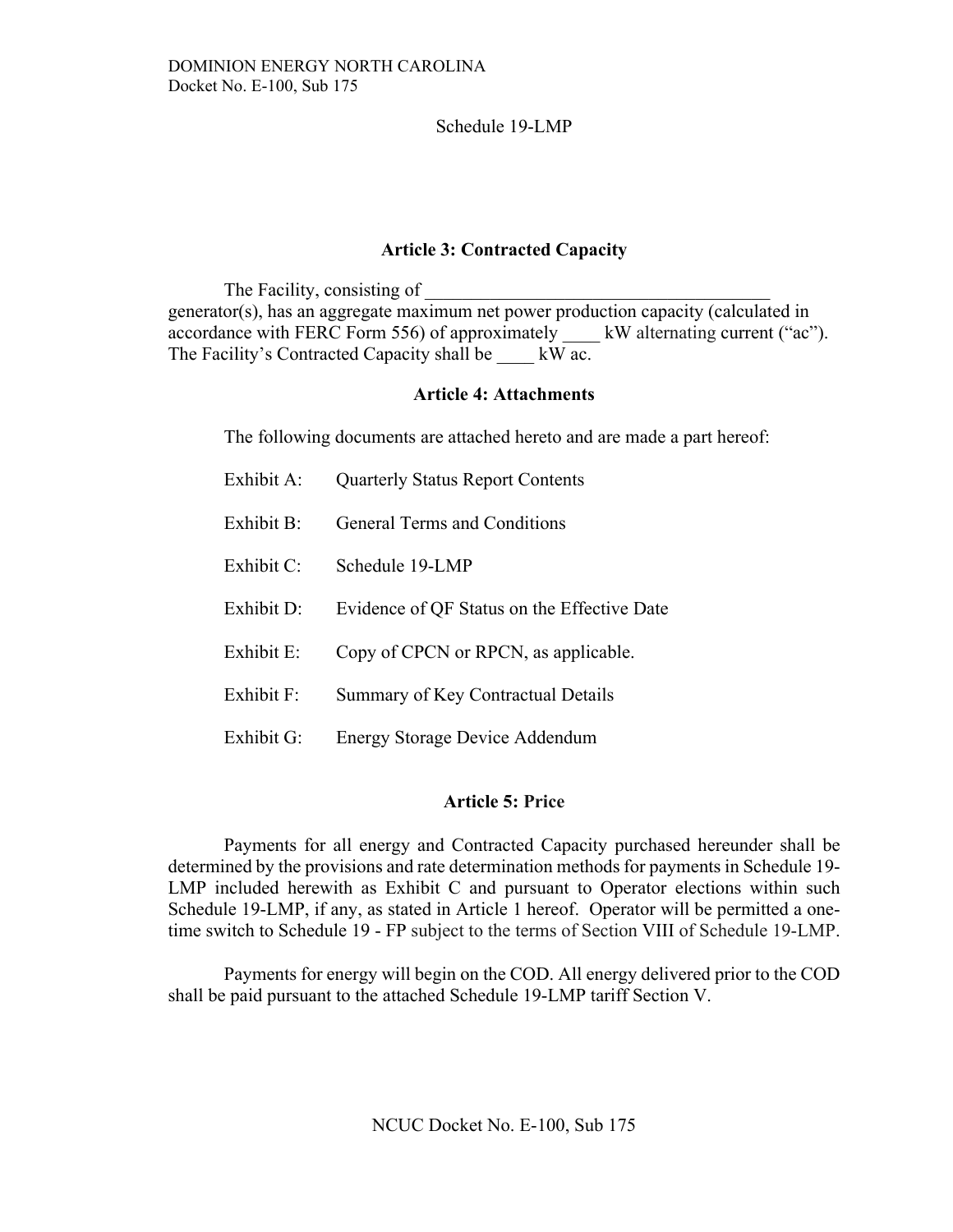### Article 3: Contracted Capacity

The Facility, consisting of _____________________________________ generator(s), has an aggregate maximum net power production capacity (calculated in accordance with FERC Form 556) of approximately ____ kW alternating current ("ac"). The Facility's Contracted Capacity shall be ____ kW ac.

### Article 4: Attachments

The following documents are attached hereto and are made a part hereof:

Exhibit A: Quarterly Status Report Contents

Exhibit B: General Terms and Conditions

Exhibit C: Schedule 19-LMP

Exhibit D: Evidence of QF Status on the Effective Date

Exhibit E: Copy of CPCN or RPCN, as applicable.

Exhibit F: Summary of Key Contractual Details

Exhibit G: Energy Storage Device Addendum

### Article 5: Price

Payments for all energy and Contracted Capacity purchased hereunder shall be determined by the provisions and rate determination methods for payments in Schedule 19-LMP included herewith as Exhibit C and pursuant to Operator elections within such Schedule 19-LMP, if any, as stated in Article 1 hereof. Operator will be permitted a one-time switch to Schedule 19 - FP subject to the terms of Section VIII of Schedule 19-LMP.

Payments for energy will begin on the COD. All energy delivered prior to the COD shall be paid pursuant to the attached Schedule 19-LMP tariff Section V.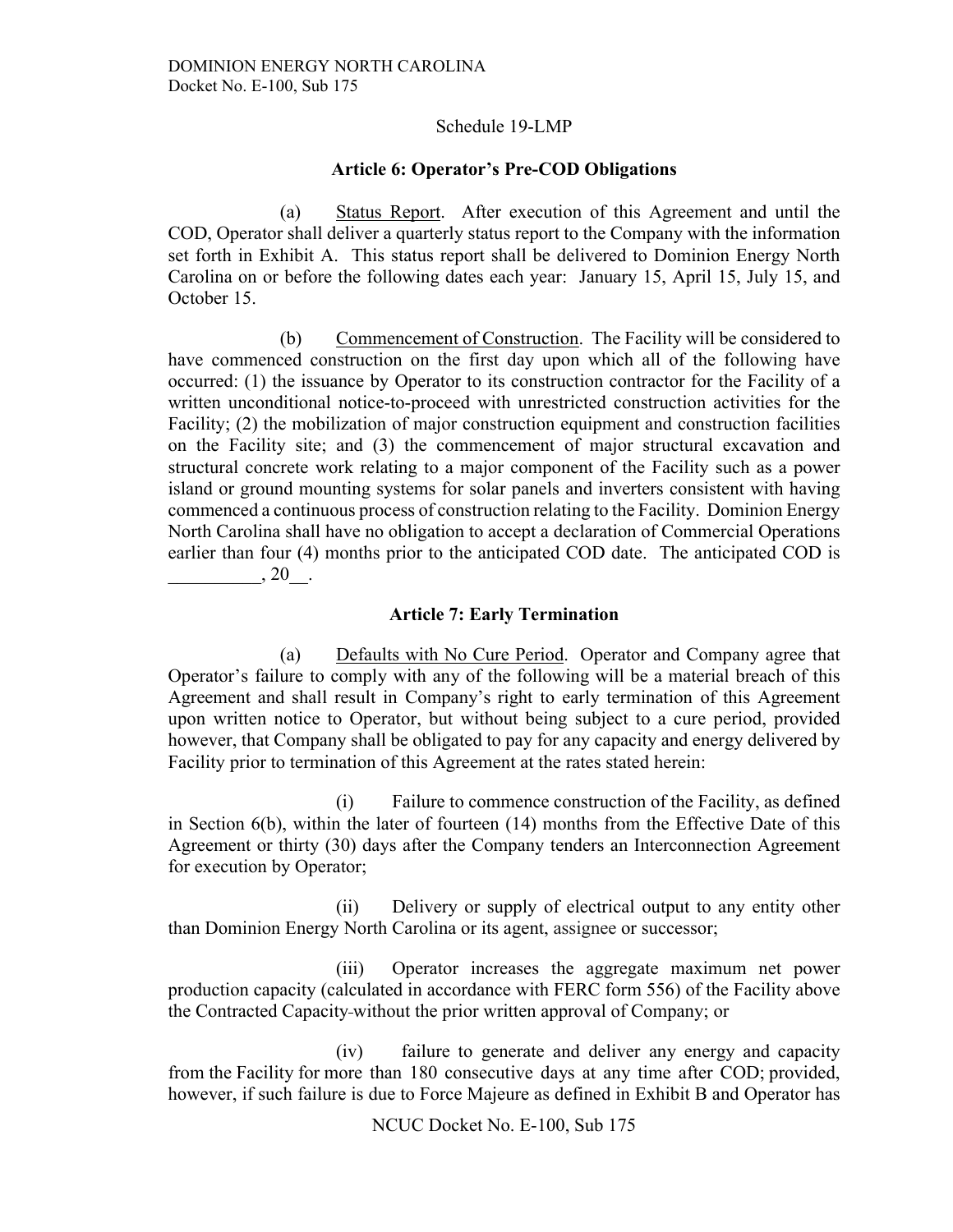Schedule 19-LMP

### Article 6: Operator's Pre-COD Obligations

(a) Status Report. After execution of this Agreement and until the COD, Operator shall deliver a quarterly status report to the Company with the information set forth in Exhibit A. This status report shall be delivered to Dominion Energy North Carolina on or before the following dates each year: January 15, April 15, July 15, and October 15.

(b) Commencement of Construction. The Facility will be considered to have commenced construction on the first day upon which all of the following have occurred: (1) the issuance by Operator to its construction contractor for the Facility of a written unconditional notice-to-proceed with unrestricted construction activities for the Facility; (2) the mobilization of major construction equipment and construction facilities on the Facility site; and (3) the commencement of major structural excavation and structural concrete work relating to a major component of the Facility such as a power island or ground mounting systems for solar panels and inverters consistent with having commenced a continuous process of construction relating to the Facility. Dominion Energy North Carolina shall have no obligation to accept a declaration of Commercial Operations earlier than four (4) months prior to the anticipated COD date. The anticipated COD is __________, 20__.

### Article 7: Early Termination

(a) Defaults with No Cure Period. Operator and Company agree that Operator's failure to comply with any of the following will be a material breach of this Agreement and shall result in Company's right to early termination of this Agreement upon written notice to Operator, but without being subject to a cure period, provided however, that Company shall be obligated to pay for any capacity and energy delivered by Facility prior to termination of this Agreement at the rates stated herein:

(i) Failure to commence construction of the Facility, as defined in Section 6(b), within the later of fourteen (14) months from the Effective Date of this Agreement or thirty (30) days after the Company tenders an Interconnection Agreement for execution by Operator;

(ii) Delivery or supply of electrical output to any entity other than Dominion Energy North Carolina or its agent, assignee or successor;

(iii) Operator increases the aggregate maximum net power production capacity (calculated in accordance with FERC form 556) of the Facility above the Contracted Capacity without the prior written approval of Company; or

(iv) failure to generate and deliver any energy and capacity from the Facility for more than 180 consecutive days at any time after COD; provided, however, if such failure is due to Force Majeure as defined in Exhibit B and Operator has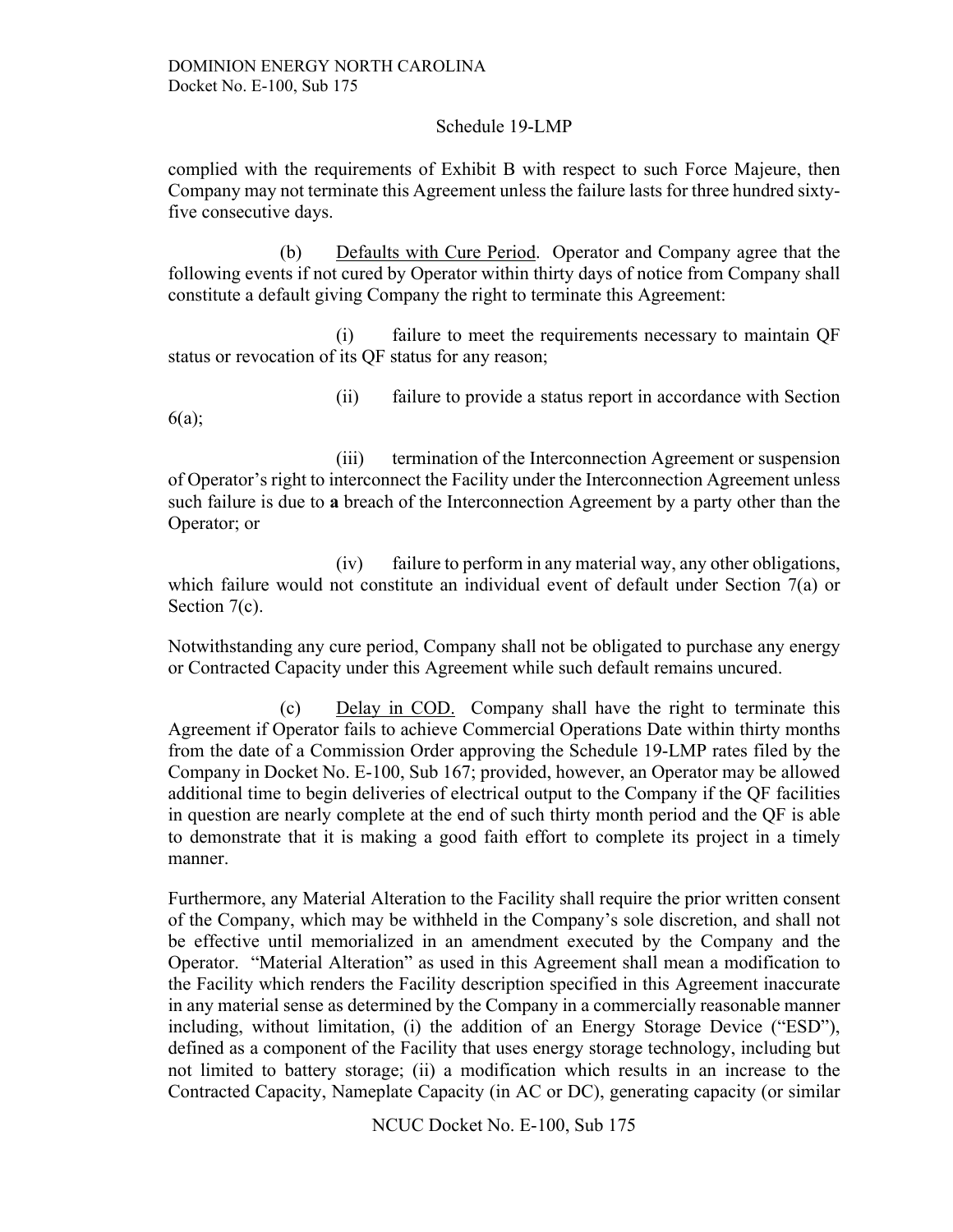complied with the requirements of Exhibit B with respect to such Force Majeure, then Company may not terminate this Agreement unless the failure lasts for three hundred sixty-five consecutive days.

(b) Defaults with Cure Period. Operator and Company agree that the following events if not cured by Operator within thirty days of notice from Company shall constitute a default giving Company the right to terminate this Agreement:

(i) failure to meet the requirements necessary to maintain QF status or revocation of its QF status for any reason;

(ii) failure to provide a status report in accordance with Section 6(a);

(iii) termination of the Interconnection Agreement or suspension of Operator's right to interconnect the Facility under the Interconnection Agreement unless such failure is due to **a** breach of the Interconnection Agreement by a party other than the Operator; or

(iv) failure to perform in any material way, any other obligations, which failure would not constitute an individual event of default under Section 7(a) or Section 7(c).

Notwithstanding any cure period, Company shall not be obligated to purchase any energy or Contracted Capacity under this Agreement while such default remains uncured.

(c) Delay in COD. Company shall have the right to terminate this Agreement if Operator fails to achieve Commercial Operations Date within thirty months from the date of a Commission Order approving the Schedule 19-LMP rates filed by the Company in Docket No. E-100, Sub 167; provided, however, an Operator may be allowed additional time to begin deliveries of electrical output to the Company if the QF facilities in question are nearly complete at the end of such thirty month period and the QF is able to demonstrate that it is making a good faith effort to complete its project in a timely manner.

Furthermore, any Material Alteration to the Facility shall require the prior written consent of the Company, which may be withheld in the Company's sole discretion, and shall not be effective until memorialized in an amendment executed by the Company and the Operator. "Material Alteration" as used in this Agreement shall mean a modification to the Facility which renders the Facility description specified in this Agreement inaccurate in any material sense as determined by the Company in a commercially reasonable manner including, without limitation, (i) the addition of an Energy Storage Device ("ESD"), defined as a component of the Facility that uses energy storage technology, including but not limited to battery storage; (ii) a modification which results in an increase to the Contracted Capacity, Nameplate Capacity (in AC or DC), generating capacity (or similar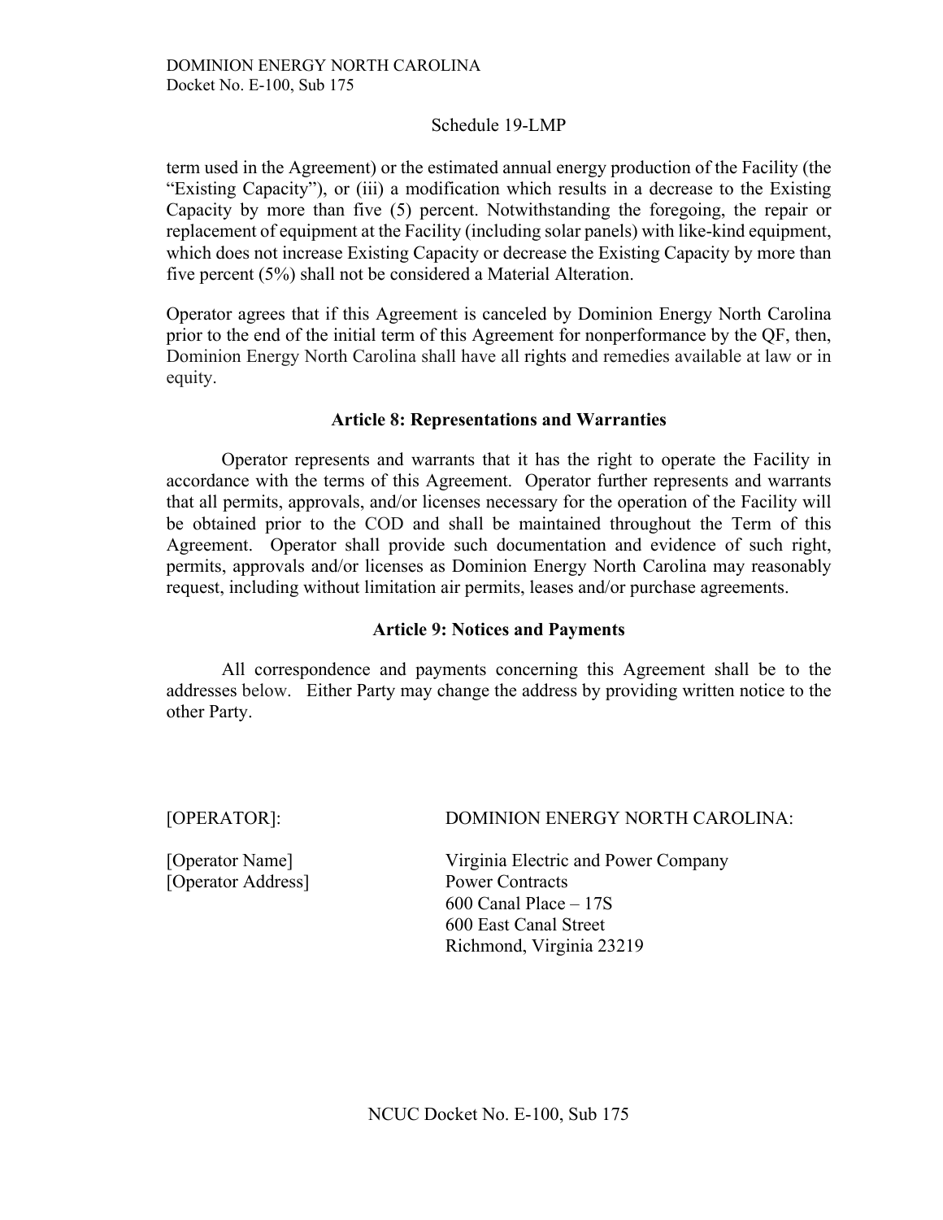term used in the Agreement) or the estimated annual energy production of the Facility (the "Existing Capacity"), or (iii) a modification which results in a decrease to the Existing Capacity by more than five (5) percent. Notwithstanding the foregoing, the repair or replacement of equipment at the Facility (including solar panels) with like-kind equipment, which does not increase Existing Capacity or decrease the Existing Capacity by more than five percent (5%) shall not be considered a Material Alteration.

Operator agrees that if this Agreement is canceled by Dominion Energy North Carolina prior to the end of the initial term of this Agreement for nonperformance by the QF, then, Dominion Energy North Carolina shall have all rights and remedies available at law or in equity.

### Article 8: Representations and Warranties

Operator represents and warrants that it has the right to operate the Facility in accordance with the terms of this Agreement. Operator further represents and warrants that all permits, approvals, and/or licenses necessary for the operation of the Facility will be obtained prior to the COD and shall be maintained throughout the Term of this Agreement. Operator shall provide such documentation and evidence of such right, permits, approvals and/or licenses as Dominion Energy North Carolina may reasonably request, including without limitation air permits, leases and/or purchase agreements.

### Article 9: Notices and Payments

All correspondence and payments concerning this Agreement shall be to the addresses below. Either Party may change the address by providing written notice to the other Party.

[OPERATOR]:

[Operator Name]
[Operator Address]

DOMINION ENERGY NORTH CAROLINA:

Virginia Electric and Power Company
Power Contracts
600 Canal Place – 17S
600 East Canal Street
Richmond, Virginia 23219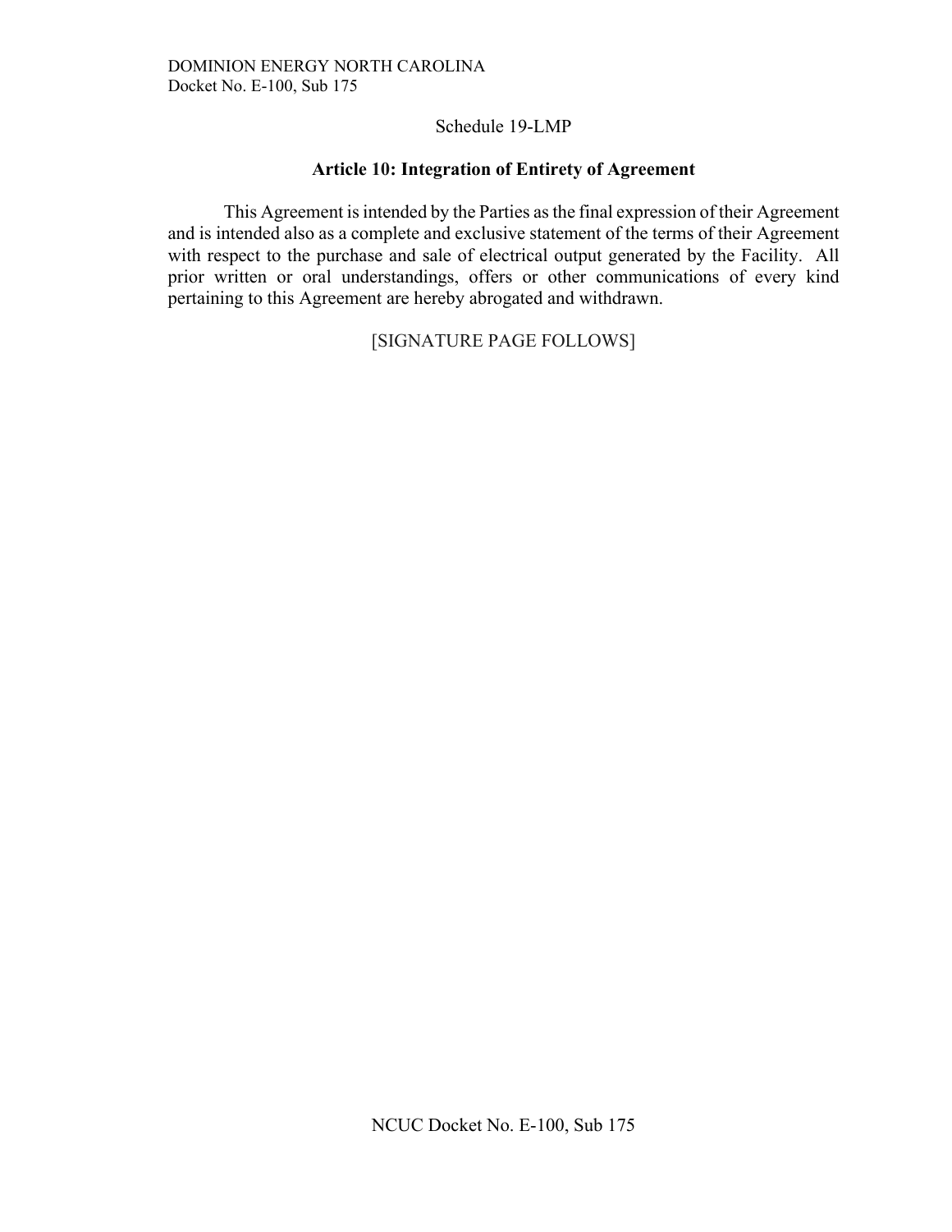Schedule 19-LMP

## Article 10: Integration of Entirety of Agreement

This Agreement is intended by the Parties as the final expression of their Agreement and is intended also as a complete and exclusive statement of the terms of their Agreement with respect to the purchase and sale of electrical output generated by the Facility. All prior written or oral understandings, offers or other communications of every kind pertaining to this Agreement are hereby abrogated and withdrawn.

[SIGNATURE PAGE FOLLOWS]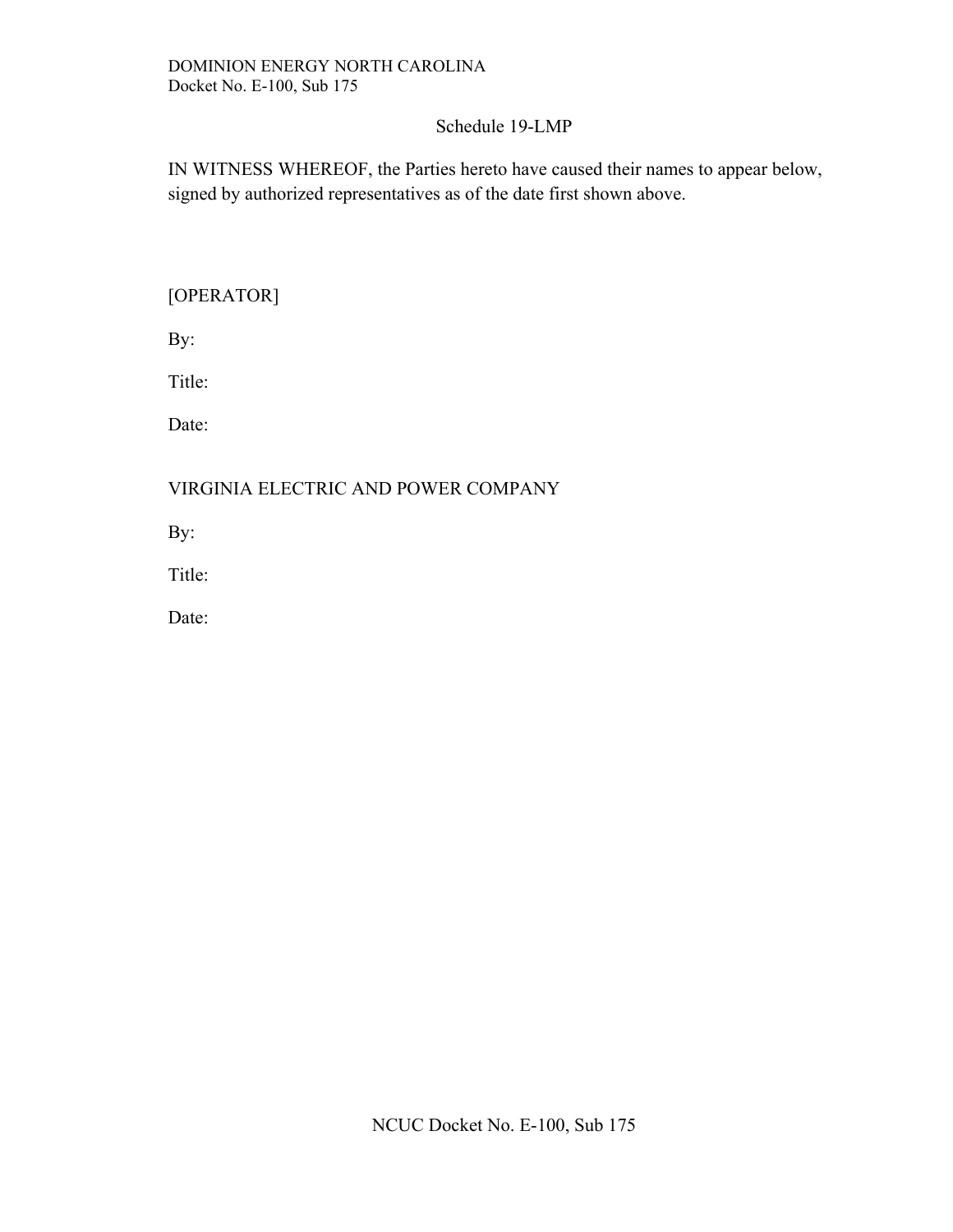Schedule 19-LMP

IN WITNESS WHEREOF, the Parties hereto have caused their names to appear below, signed by authorized representatives as of the date first shown above.

[OPERATOR]

By:

Title:

Date:

VIRGINIA ELECTRIC AND POWER COMPANY

By:

Title:

Date: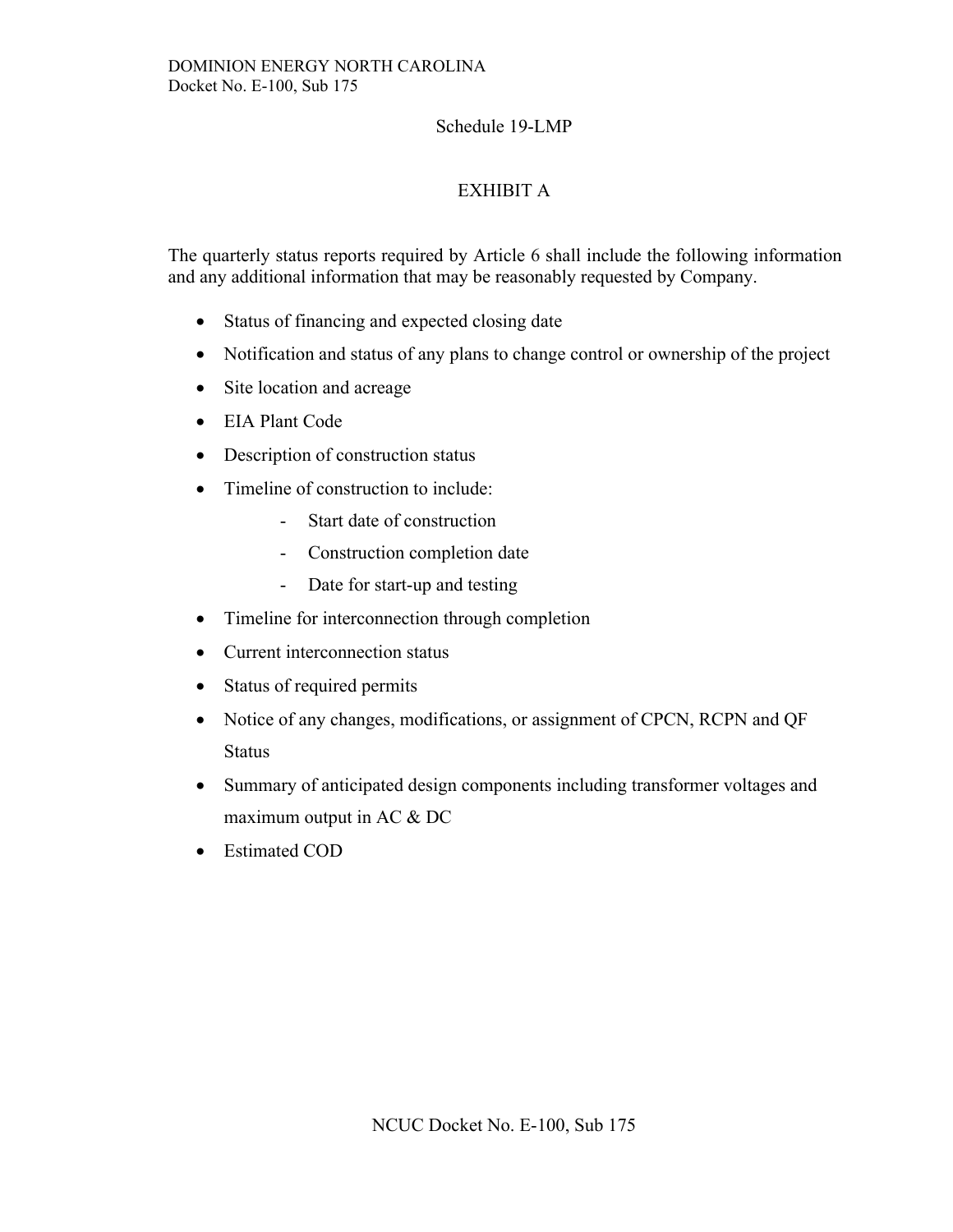Schedule 19-LMP

## EXHIBIT A

The quarterly status reports required by Article 6 shall include the following information and any additional information that may be reasonably requested by Company.

- Status of financing and expected closing date
- Notification and status of any plans to change control or ownership of the project
- Site location and acreage
- EIA Plant Code
- Description of construction status
- Timeline of construction to include:
  - Start date of construction
  - Construction completion date
  - Date for start-up and testing
- Timeline for interconnection through completion
- Current interconnection status
- Status of required permits
- Notice of any changes, modifications, or assignment of CPCN, RCPN and QF Status
- Summary of anticipated design components including transformer voltages and maximum output in AC & DC
- Estimated COD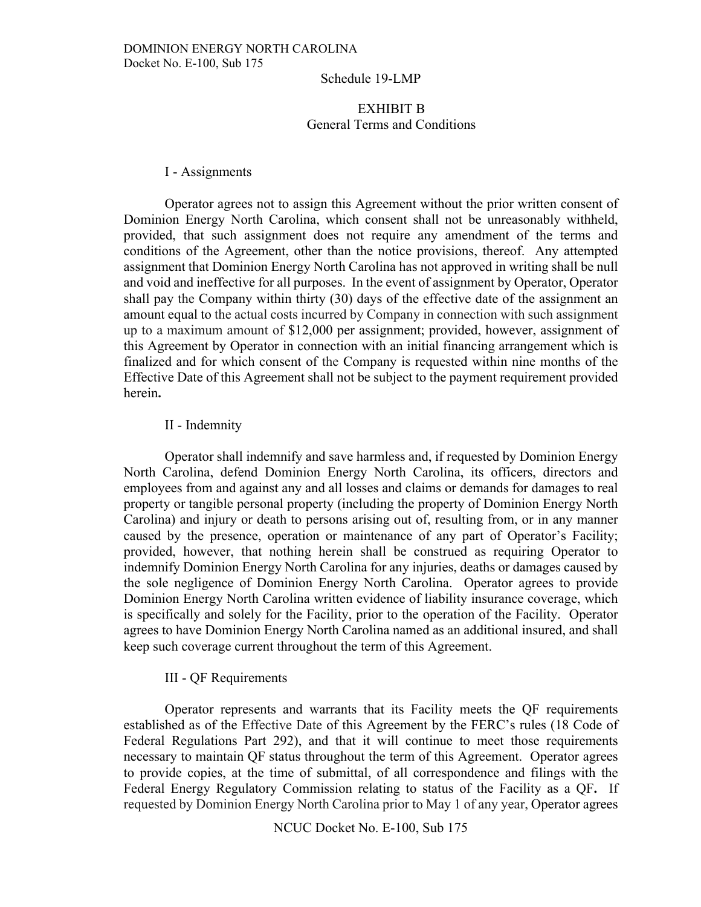Schedule 19-LMP

## EXHIBIT B
## General Terms and Conditions

### I - Assignments

Operator agrees not to assign this Agreement without the prior written consent of Dominion Energy North Carolina, which consent shall not be unreasonably withheld, provided, that such assignment does not require any amendment of the terms and conditions of the Agreement, other than the notice provisions, thereof. Any attempted assignment that Dominion Energy North Carolina has not approved in writing shall be null and void and ineffective for all purposes. In the event of assignment by Operator, Operator shall pay the Company within thirty (30) days of the effective date of the assignment an amount equal to the actual costs incurred by Company in connection with such assignment up to a maximum amount of $12,000 per assignment; provided, however, assignment of this Agreement by Operator in connection with an initial financing arrangement which is finalized and for which consent of the Company is requested within nine months of the Effective Date of this Agreement shall not be subject to the payment requirement provided herein**.**

### II - Indemnity

Operator shall indemnify and save harmless and, if requested by Dominion Energy North Carolina, defend Dominion Energy North Carolina, its officers, directors and employees from and against any and all losses and claims or demands for damages to real property or tangible personal property (including the property of Dominion Energy North Carolina) and injury or death to persons arising out of, resulting from, or in any manner caused by the presence, operation or maintenance of any part of Operator's Facility; provided, however, that nothing herein shall be construed as requiring Operator to indemnify Dominion Energy North Carolina for any injuries, deaths or damages caused by the sole negligence of Dominion Energy North Carolina. Operator agrees to provide Dominion Energy North Carolina written evidence of liability insurance coverage, which is specifically and solely for the Facility, prior to the operation of the Facility. Operator agrees to have Dominion Energy North Carolina named as an additional insured, and shall keep such coverage current throughout the term of this Agreement.

### III - QF Requirements

Operator represents and warrants that its Facility meets the QF requirements established as of the Effective Date of this Agreement by the FERC's rules (18 Code of Federal Regulations Part 292), and that it will continue to meet those requirements necessary to maintain QF status throughout the term of this Agreement. Operator agrees to provide copies, at the time of submittal, of all correspondence and filings with the Federal Energy Regulatory Commission relating to status of the Facility as a QF**.** If requested by Dominion Energy North Carolina prior to May 1 of any year, Operator agrees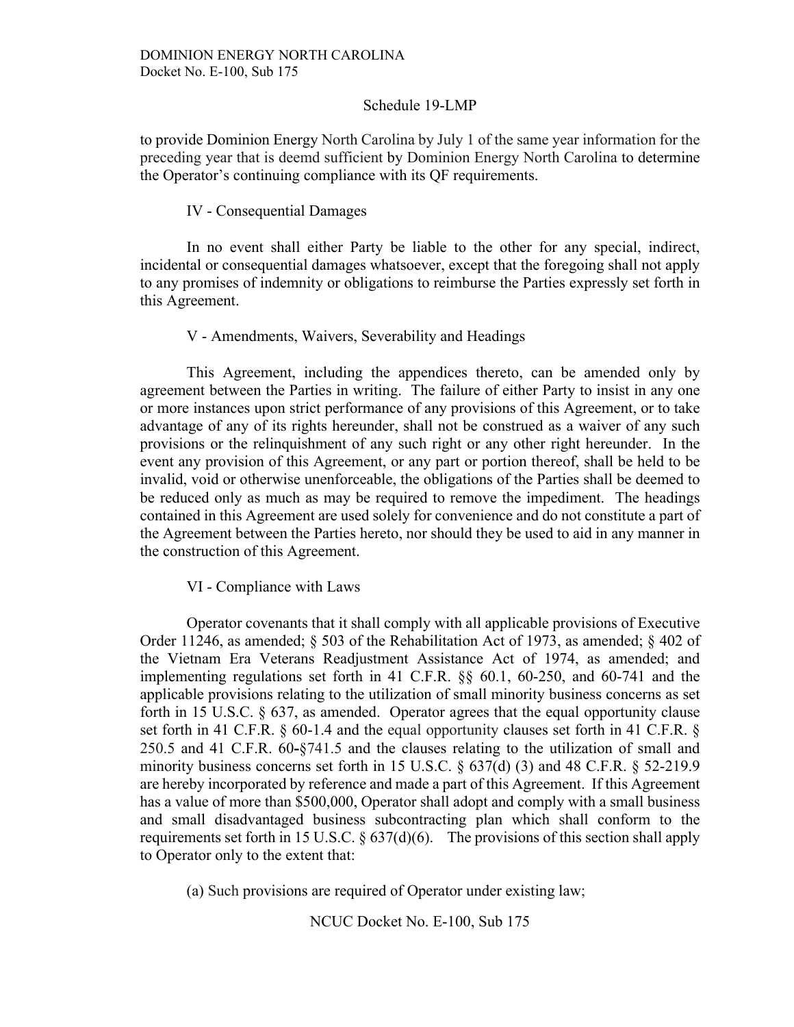to provide Dominion Energy North Carolina by July 1 of the same year information for the preceding year that is deemd sufficient by Dominion Energy North Carolina to determine the Operator's continuing compliance with its QF requirements.

IV - Consequential Damages

In no event shall either Party be liable to the other for any special, indirect, incidental or consequential damages whatsoever, except that the foregoing shall not apply to any promises of indemnity or obligations to reimburse the Parties expressly set forth in this Agreement.

V - Amendments, Waivers, Severability and Headings

This Agreement, including the appendices thereto, can be amended only by agreement between the Parties in writing. The failure of either Party to insist in any one or more instances upon strict performance of any provisions of this Agreement, or to take advantage of any of its rights hereunder, shall not be construed as a waiver of any such provisions or the relinquishment of any such right or any other right hereunder. In the event any provision of this Agreement, or any part or portion thereof, shall be held to be invalid, void or otherwise unenforceable, the obligations of the Parties shall be deemed to be reduced only as much as may be required to remove the impediment. The headings contained in this Agreement are used solely for convenience and do not constitute a part of the Agreement between the Parties hereto, nor should they be used to aid in any manner in the construction of this Agreement.

VI - Compliance with Laws

Operator covenants that it shall comply with all applicable provisions of Executive Order 11246, as amended; § 503 of the Rehabilitation Act of 1973, as amended; § 402 of the Vietnam Era Veterans Readjustment Assistance Act of 1974, as amended; and implementing regulations set forth in 41 C.F.R. §§ 60.1, 60-250, and 60-741 and the applicable provisions relating to the utilization of small minority business concerns as set forth in 15 U.S.C. § 637, as amended. Operator agrees that the equal opportunity clause set forth in 41 C.F.R. § 60-1.4 and the equal opportunity clauses set forth in 41 C.F.R. § 250.5 and 41 C.F.R. 60-§741.5 and the clauses relating to the utilization of small and minority business concerns set forth in 15 U.S.C. § 637(d) (3) and 48 C.F.R. § 52-219.9 are hereby incorporated by reference and made a part of this Agreement. If this Agreement has a value of more than $500,000, Operator shall adopt and comply with a small business and small disadvantaged business subcontracting plan which shall conform to the requirements set forth in 15 U.S.C. § 637(d)(6). The provisions of this section shall apply to Operator only to the extent that:

(a) Such provisions are required of Operator under existing law;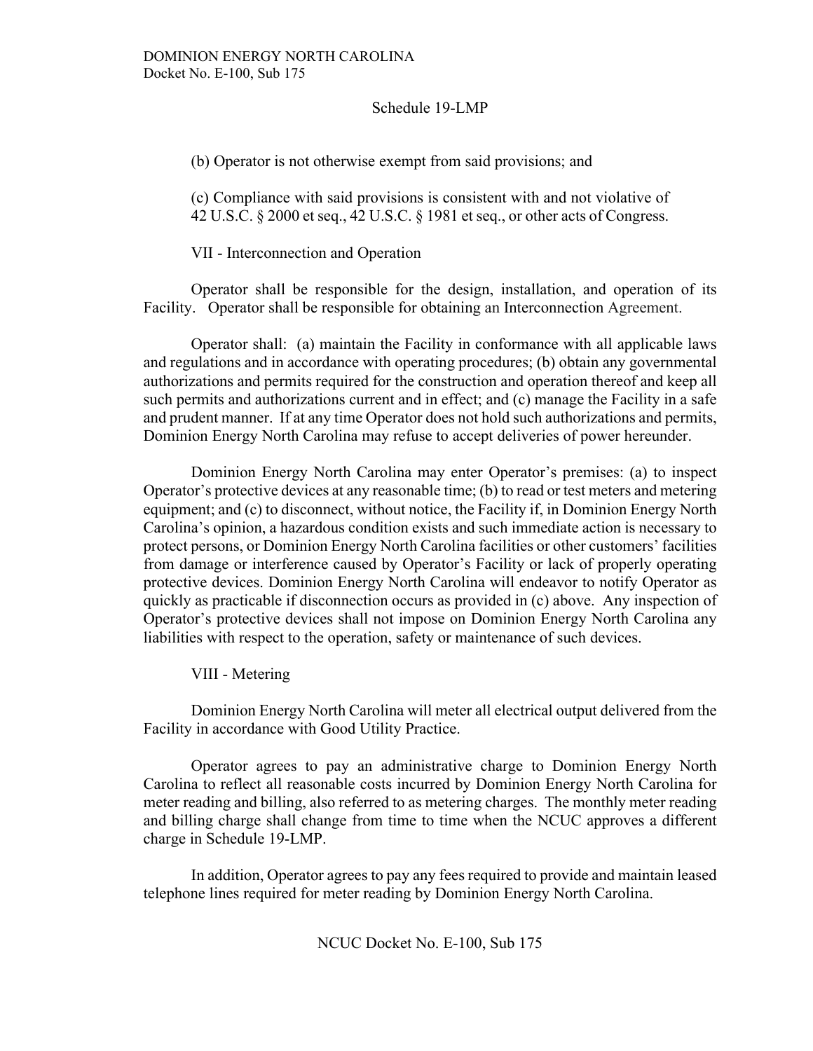(b) Operator is not otherwise exempt from said provisions; and

(c) Compliance with said provisions is consistent with and not violative of 42 U.S.C. § 2000 et seq., 42 U.S.C. § 1981 et seq., or other acts of Congress.

## VII - Interconnection and Operation

Operator shall be responsible for the design, installation, and operation of its Facility. Operator shall be responsible for obtaining an Interconnection Agreement.

Operator shall: (a) maintain the Facility in conformance with all applicable laws and regulations and in accordance with operating procedures; (b) obtain any governmental authorizations and permits required for the construction and operation thereof and keep all such permits and authorizations current and in effect; and (c) manage the Facility in a safe and prudent manner. If at any time Operator does not hold such authorizations and permits, Dominion Energy North Carolina may refuse to accept deliveries of power hereunder.

Dominion Energy North Carolina may enter Operator's premises: (a) to inspect Operator's protective devices at any reasonable time; (b) to read or test meters and metering equipment; and (c) to disconnect, without notice, the Facility if, in Dominion Energy North Carolina's opinion, a hazardous condition exists and such immediate action is necessary to protect persons, or Dominion Energy North Carolina facilities or other customers' facilities from damage or interference caused by Operator's Facility or lack of properly operating protective devices. Dominion Energy North Carolina will endeavor to notify Operator as quickly as practicable if disconnection occurs as provided in (c) above. Any inspection of Operator's protective devices shall not impose on Dominion Energy North Carolina any liabilities with respect to the operation, safety or maintenance of such devices.

## VIII - Metering

Dominion Energy North Carolina will meter all electrical output delivered from the Facility in accordance with Good Utility Practice.

Operator agrees to pay an administrative charge to Dominion Energy North Carolina to reflect all reasonable costs incurred by Dominion Energy North Carolina for meter reading and billing, also referred to as metering charges. The monthly meter reading and billing charge shall change from time to time when the NCUC approves a different charge in Schedule 19-LMP.

In addition, Operator agrees to pay any fees required to provide and maintain leased telephone lines required for meter reading by Dominion Energy North Carolina.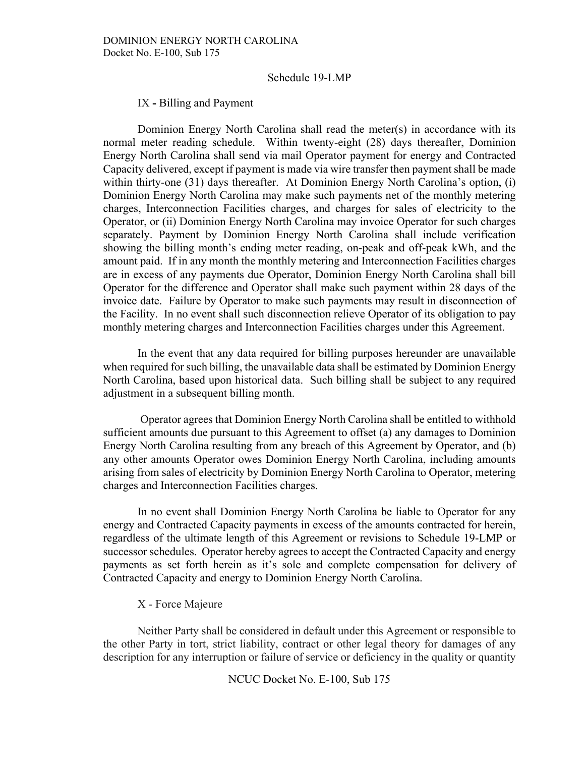Schedule 19-LMP

IX **-** Billing and Payment

Dominion Energy North Carolina shall read the meter(s) in accordance with its normal meter reading schedule. Within twenty-eight (28) days thereafter, Dominion Energy North Carolina shall send via mail Operator payment for energy and Contracted Capacity delivered, except if payment is made via wire transfer then payment shall be made within thirty-one (31) days thereafter. At Dominion Energy North Carolina's option, (i) Dominion Energy North Carolina may make such payments net of the monthly metering charges, Interconnection Facilities charges, and charges for sales of electricity to the Operator, or (ii) Dominion Energy North Carolina may invoice Operator for such charges separately. Payment by Dominion Energy North Carolina shall include verification showing the billing month's ending meter reading, on-peak and off-peak kWh, and the amount paid. If in any month the monthly metering and Interconnection Facilities charges are in excess of any payments due Operator, Dominion Energy North Carolina shall bill Operator for the difference and Operator shall make such payment within 28 days of the invoice date. Failure by Operator to make such payments may result in disconnection of the Facility. In no event shall such disconnection relieve Operator of its obligation to pay monthly metering charges and Interconnection Facilities charges under this Agreement.

In the event that any data required for billing purposes hereunder are unavailable when required for such billing, the unavailable data shall be estimated by Dominion Energy North Carolina, based upon historical data. Such billing shall be subject to any required adjustment in a subsequent billing month.

Operator agrees that Dominion Energy North Carolina shall be entitled to withhold sufficient amounts due pursuant to this Agreement to offset (a) any damages to Dominion Energy North Carolina resulting from any breach of this Agreement by Operator, and (b) any other amounts Operator owes Dominion Energy North Carolina, including amounts arising from sales of electricity by Dominion Energy North Carolina to Operator, metering charges and Interconnection Facilities charges.

In no event shall Dominion Energy North Carolina be liable to Operator for any energy and Contracted Capacity payments in excess of the amounts contracted for herein, regardless of the ultimate length of this Agreement or revisions to Schedule 19-LMP or successor schedules. Operator hereby agrees to accept the Contracted Capacity and energy payments as set forth herein as it's sole and complete compensation for delivery of Contracted Capacity and energy to Dominion Energy North Carolina.

X - Force Majeure

Neither Party shall be considered in default under this Agreement or responsible to the other Party in tort, strict liability, contract or other legal theory for damages of any description for any interruption or failure of service or deficiency in the quality or quantity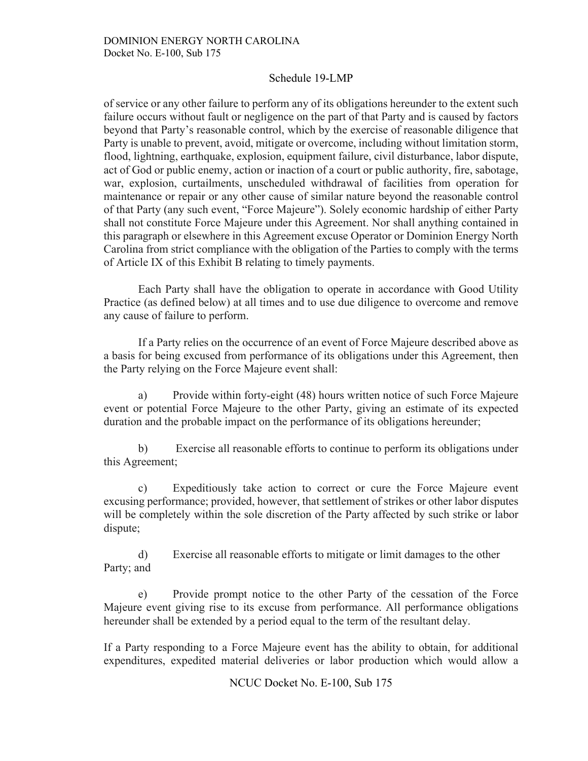of service or any other failure to perform any of its obligations hereunder to the extent such failure occurs without fault or negligence on the part of that Party and is caused by factors beyond that Party's reasonable control, which by the exercise of reasonable diligence that Party is unable to prevent, avoid, mitigate or overcome, including without limitation storm, flood, lightning, earthquake, explosion, equipment failure, civil disturbance, labor dispute, act of God or public enemy, action or inaction of a court or public authority, fire, sabotage, war, explosion, curtailments, unscheduled withdrawal of facilities from operation for maintenance or repair or any other cause of similar nature beyond the reasonable control of that Party (any such event, "Force Majeure"). Solely economic hardship of either Party shall not constitute Force Majeure under this Agreement. Nor shall anything contained in this paragraph or elsewhere in this Agreement excuse Operator or Dominion Energy North Carolina from strict compliance with the obligation of the Parties to comply with the terms of Article IX of this Exhibit B relating to timely payments.

Each Party shall have the obligation to operate in accordance with Good Utility Practice (as defined below) at all times and to use due diligence to overcome and remove any cause of failure to perform.

If a Party relies on the occurrence of an event of Force Majeure described above as a basis for being excused from performance of its obligations under this Agreement, then the Party relying on the Force Majeure event shall:

a) Provide within forty-eight (48) hours written notice of such Force Majeure event or potential Force Majeure to the other Party, giving an estimate of its expected duration and the probable impact on the performance of its obligations hereunder;

b) Exercise all reasonable efforts to continue to perform its obligations under this Agreement;

c) Expeditiously take action to correct or cure the Force Majeure event excusing performance; provided, however, that settlement of strikes or other labor disputes will be completely within the sole discretion of the Party affected by such strike or labor dispute;

d) Exercise all reasonable efforts to mitigate or limit damages to the other Party; and

e) Provide prompt notice to the other Party of the cessation of the Force Majeure event giving rise to its excuse from performance. All performance obligations hereunder shall be extended by a period equal to the term of the resultant delay.

If a Party responding to a Force Majeure event has the ability to obtain, for additional expenditures, expedited material deliveries or labor production which would allow a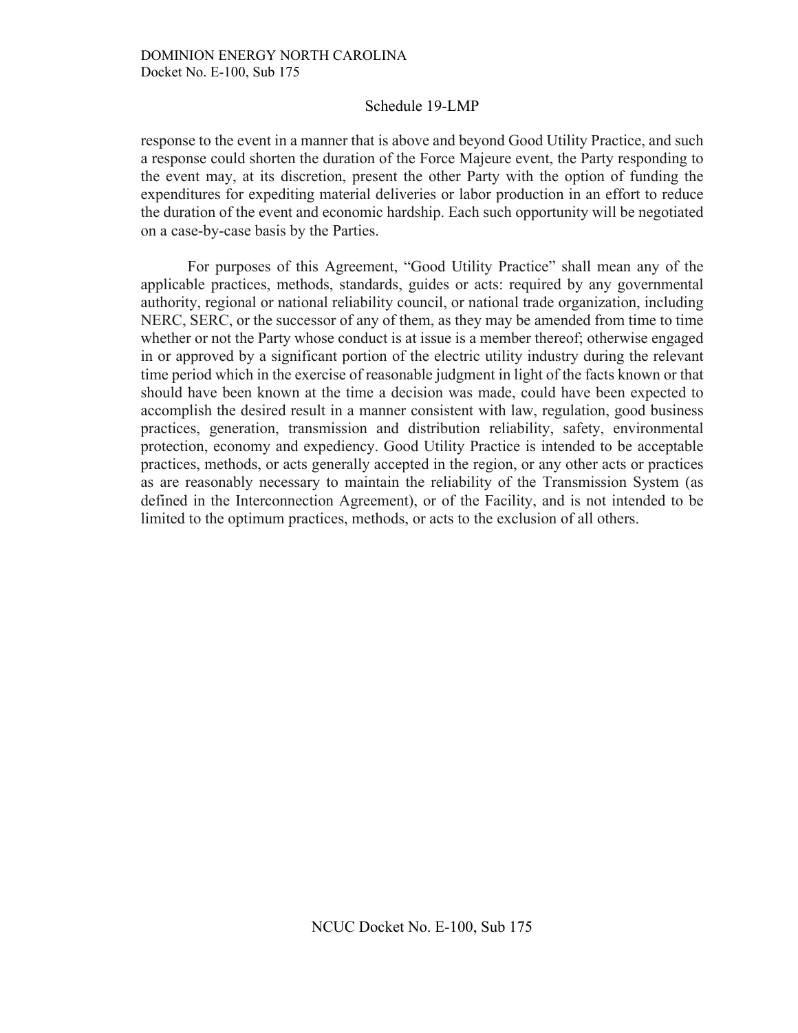response to the event in a manner that is above and beyond Good Utility Practice, and such a response could shorten the duration of the Force Majeure event, the Party responding to the event may, at its discretion, present the other Party with the option of funding the expenditures for expediting material deliveries or labor production in an effort to reduce the duration of the event and economic hardship. Each such opportunity will be negotiated on a case-by-case basis by the Parties.

For purposes of this Agreement, "Good Utility Practice" shall mean any of the applicable practices, methods, standards, guides or acts: required by any governmental authority, regional or national reliability council, or national trade organization, including NERC, SERC, or the successor of any of them, as they may be amended from time to time whether or not the Party whose conduct is at issue is a member thereof; otherwise engaged in or approved by a significant portion of the electric utility industry during the relevant time period which in the exercise of reasonable judgment in light of the facts known or that should have been known at the time a decision was made, could have been expected to accomplish the desired result in a manner consistent with law, regulation, good business practices, generation, transmission and distribution reliability, safety, environmental protection, economy and expediency. Good Utility Practice is intended to be acceptable practices, methods, or acts generally accepted in the region, or any other acts or practices as are reasonably necessary to maintain the reliability of the Transmission System (as defined in the Interconnection Agreement), or of the Facility, and is not intended to be limited to the optimum practices, methods, or acts to the exclusion of all others.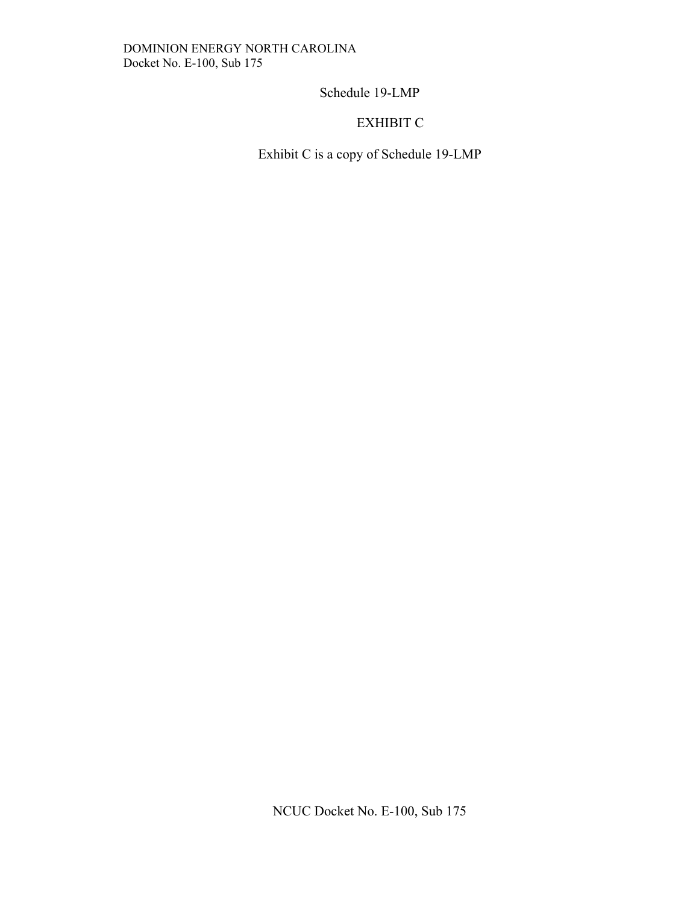Schedule 19-LMP

EXHIBIT C

Exhibit C is a copy of Schedule 19-LMP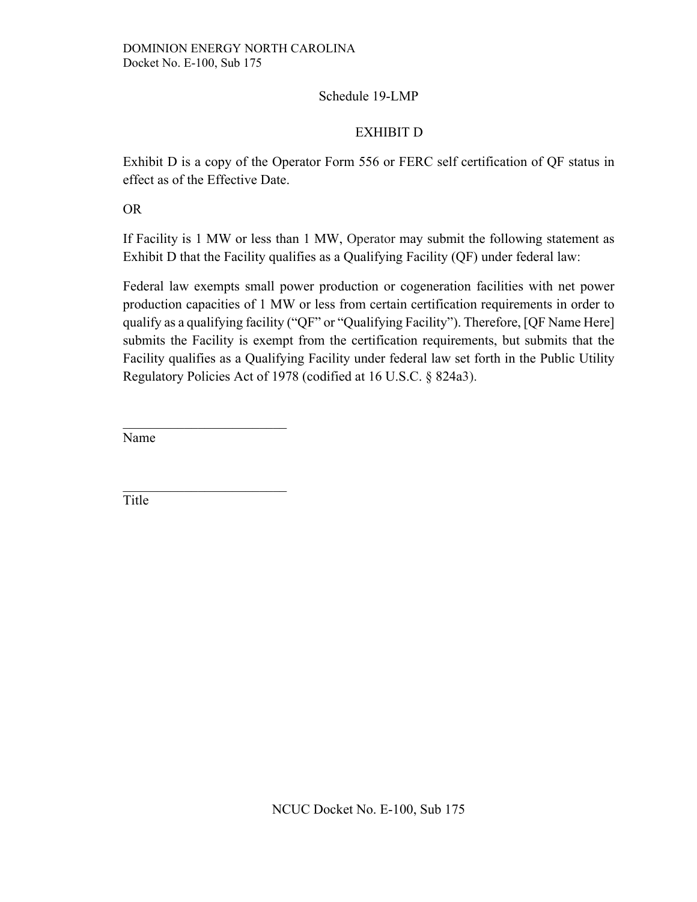Schedule 19-LMP

## EXHIBIT D

Exhibit D is a copy of the Operator Form 556 or FERC self certification of QF status in effect as of the Effective Date.

OR

If Facility is 1 MW or less than 1 MW, Operator may submit the following statement as Exhibit D that the Facility qualifies as a Qualifying Facility (QF) under federal law:

Federal law exempts small power production or cogeneration facilities with net power production capacities of 1 MW or less from certain certification requirements in order to qualify as a qualifying facility ("QF" or "Qualifying Facility"). Therefore, [QF Name Here] submits the Facility is exempt from the certification requirements, but submits that the Facility qualifies as a Qualifying Facility under federal law set forth in the Public Utility Regulatory Policies Act of 1978 (codified at 16 U.S.C. § 824a3).

\_\_\_\_\_\_\_\_\_\_\_\_\_\_\_\_\_\_\_\_\_\_\_\_
Name

\_\_\_\_\_\_\_\_\_\_\_\_\_\_\_\_\_\_\_\_\_\_\_\_
Title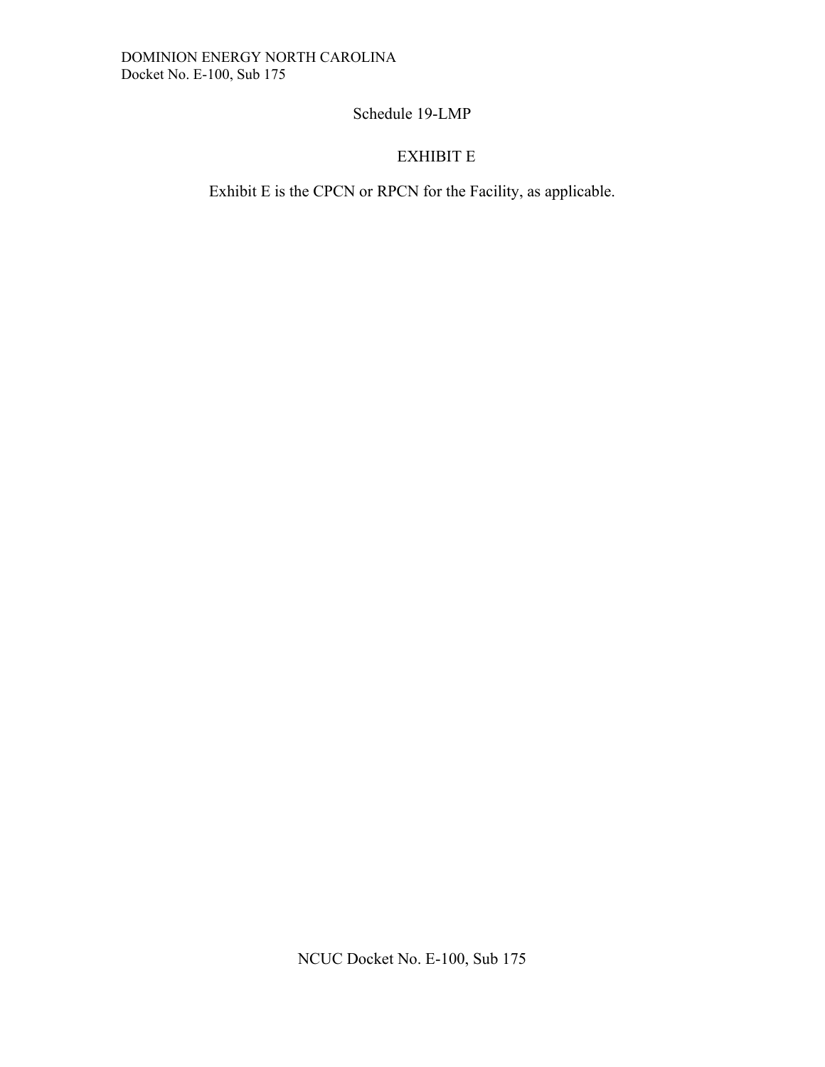Schedule 19-LMP

EXHIBIT E

Exhibit E is the CPCN or RPCN for the Facility, as applicable.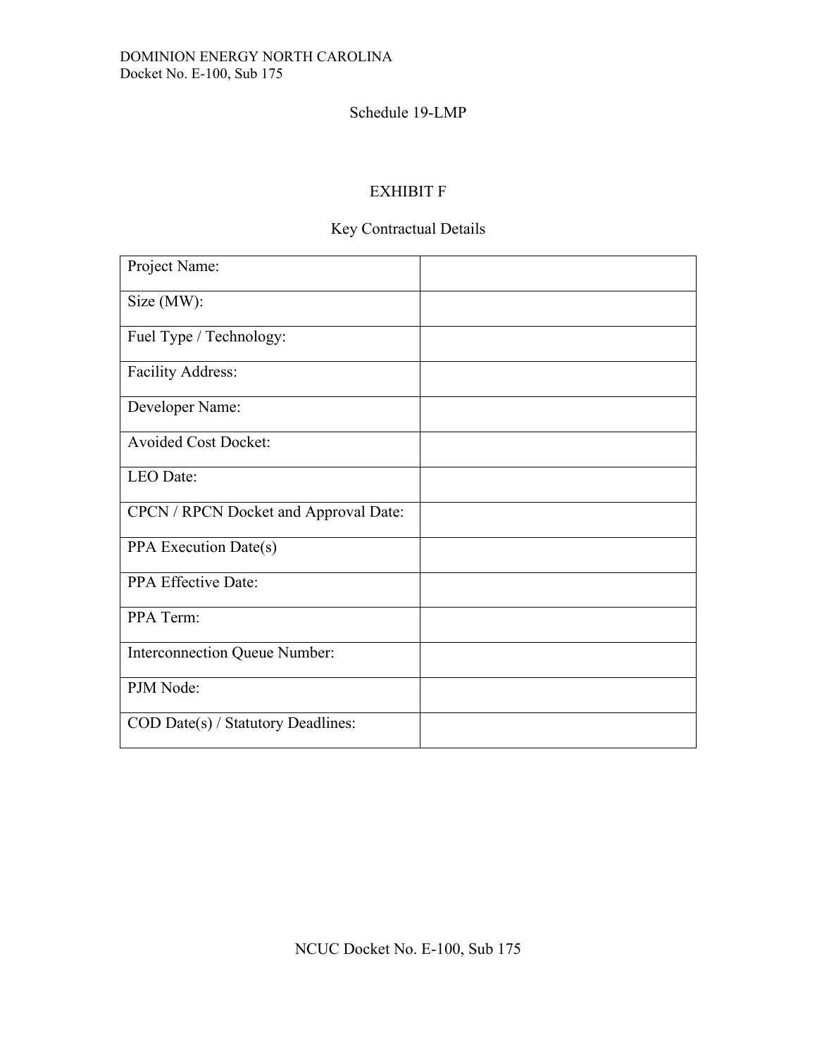DOMINION ENERGY NORTH CAROLINA
Docket No. E-100, Sub 175

Schedule 19-LMP

## EXHIBIT F

### Key Contractual Details

| | |
|---|---|
| Project Name: | |
| Size (MW): | |
| Fuel Type / Technology: | |
| Facility Address: | |
| Developer Name: | |
| Avoided Cost Docket: | |
| LEO Date: | |
| CPCN / RPCN Docket and Approval Date: | |
| PPA Execution Date(s) | |
| PPA Effective Date: | |
| PPA Term: | |
| Interconnection Queue Number: | |
| PJM Node: | |
| COD Date(s) / Statutory Deadlines: | |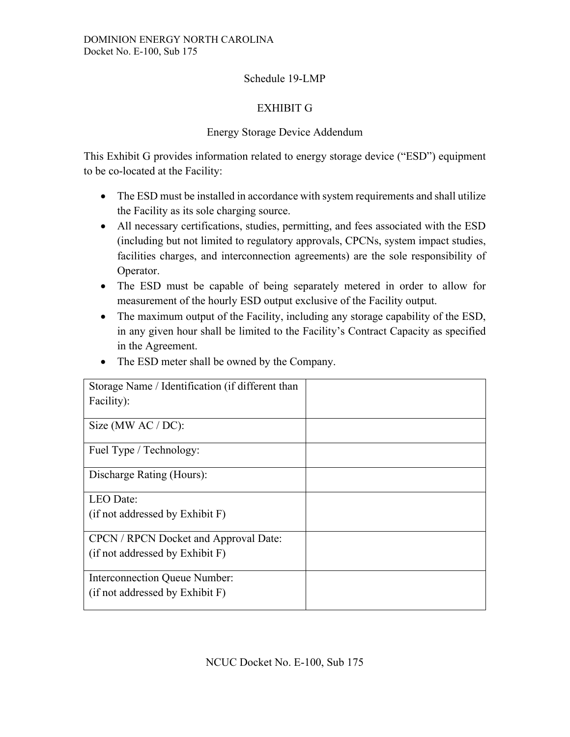DOMINION ENERGY NORTH CAROLINA
Docket No. E-100, Sub 175

Schedule 19-LMP

# EXHIBIT G

## Energy Storage Device Addendum

This Exhibit G provides information related to energy storage device ("ESD") equipment to be co-located at the Facility:

- The ESD must be installed in accordance with system requirements and shall utilize the Facility as its sole charging source.
- All necessary certifications, studies, permitting, and fees associated with the ESD (including but not limited to regulatory approvals, CPCNs, system impact studies, facilities charges, and interconnection agreements) are the sole responsibility of Operator.
- The ESD must be capable of being separately metered in order to allow for measurement of the hourly ESD output exclusive of the Facility output.
- The maximum output of the Facility, including any storage capability of the ESD, in any given hour shall be limited to the Facility's Contract Capacity as specified in the Agreement.
- The ESD meter shall be owned by the Company.

| | |
|---|---|
| Storage Name / Identification (if different than Facility): | |
| Size (MW AC / DC): | |
| Fuel Type / Technology: | |
| Discharge Rating (Hours): | |
| LEO Date:<br>(if not addressed by Exhibit F) | |
| CPCN / RPCN Docket and Approval Date:<br>(if not addressed by Exhibit F) | |
| Interconnection Queue Number:<br>(if not addressed by Exhibit F) | |